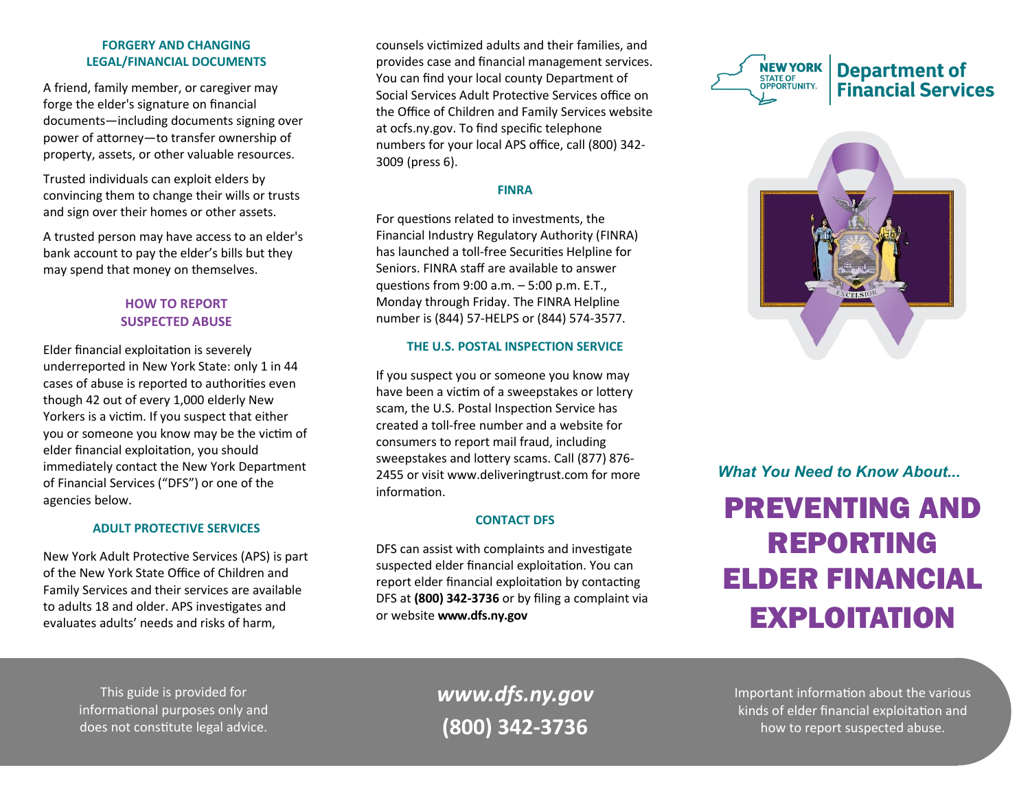### FORGERY AND CHANGING LEGAL/FINANCIAL DOCUMENTS

A friend, family member, or caregiver may forge the elder's signature on financial documents—including documents signing over power of attorney—to transfer ownership of property, assets, or other valuable resources.

Trusted individuals can exploit elders by convincing them to change their wills or trusts and sign over their homes or other assets.

A trusted person may have access to an elder's bank account to pay the elder's bills but they may spend that money on themselves.

## HOW TO REPORT SUSPECTED ABUSE

Elder financial exploitation is severely underreported in New York State: only 1 in 44 cases of abuse is reported to authorities even though 42 out of every 1,000 elderly New Yorkers is a victim. If you suspect that either you or someone you know may be the victim of elder financial exploitation, you should immediately contact the New York Department of Financial Services ("DFS") or one of the agencies below.

### ADULT PROTECTIVE SERVICES

New York Adult Protective Services (APS) is part of the New York State Office of Children and Family Services and their services are available to adults 18 and older. APS investigates and evaluates adults' needs and risks of harm, counsels victimized adults and their families, and provides case and financial management services. You can find your local county Department of Social Services Adult Protective Services office on the Office of Children and Family Services website at ocfs.ny.gov. To find specific telephone numbers for your local APS office, call (800) 342-3009 (press 6).

### FINRA

For questions related to investments, the Financial Industry Regulatory Authority (FINRA) has launched a toll-free Securities Helpline for Seniors. FINRA staff are available to answer questions from 9:00 a.m. – 5:00 p.m. E.T., Monday through Friday. The FINRA Helpline number is (844) 57-HELPS or (844) 574-3577.

### THE U.S. POSTAL INSPECTION SERVICE

If you suspect you or someone you know may have been a victim of a sweepstakes or lottery scam, the U.S. Postal Inspection Service has created a toll-free number and a website for consumers to report mail fraud, including sweepstakes and lottery scams. Call (877) 876-2455 or visit www.deliveringtrust.com for more information.

### CONTACT DFS

DFS can assist with complaints and investigate suspected elder financial exploitation. You can report elder financial exploitation by contacting DFS at **(800) 342-3736** or by filing a complaint via or website **www.dfs.ny.gov**

This guide is provided for informational purposes only and does not constitute legal advice.

***www.dfs.ny.gov***

**(800) 342-3736**

NEW YORK STATE OF OPPORTUNITY. | Department of Financial Services

*What You Need to Know About...*

# PREVENTING AND REPORTING ELDER FINANCIAL EXPLOITATION

Important information about the various kinds of elder financial exploitation and how to report suspected abuse.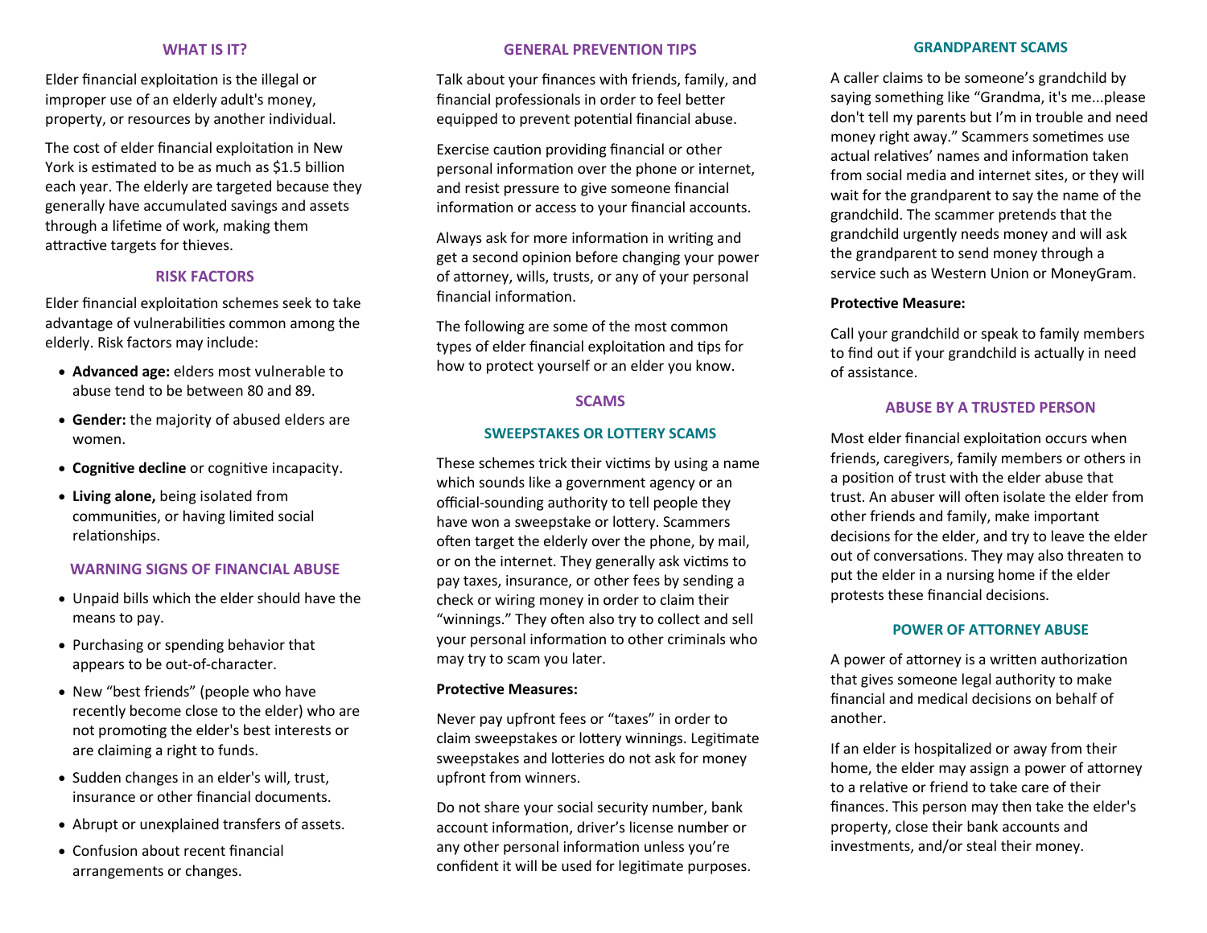## WHAT IS IT?

Elder financial exploitation is the illegal or improper use of an elderly adult's money, property, or resources by another individual.

The cost of elder financial exploitation in New York is estimated to be as much as $1.5 billion each year. The elderly are targeted because they generally have accumulated savings and assets through a lifetime of work, making them attractive targets for thieves.

## RISK FACTORS

Elder financial exploitation schemes seek to take advantage of vulnerabilities common among the elderly. Risk factors may include:

- **Advanced age:** elders most vulnerable to abuse tend to be between 80 and 89.
- **Gender:** the majority of abused elders are women.
- **Cognitive decline** or cognitive incapacity.
- **Living alone,** being isolated from communities, or having limited social relationships.

## WARNING SIGNS OF FINANCIAL ABUSE

- Unpaid bills which the elder should have the means to pay.
- Purchasing or spending behavior that appears to be out-of-character.
- New "best friends" (people who have recently become close to the elder) who are not promoting the elder's best interests or are claiming a right to funds.
- Sudden changes in an elder's will, trust, insurance or other financial documents.
- Abrupt or unexplained transfers of assets.
- Confusion about recent financial arrangements or changes.

## GENERAL PREVENTION TIPS

Talk about your finances with friends, family, and financial professionals in order to feel better equipped to prevent potential financial abuse.

Exercise caution providing financial or other personal information over the phone or internet, and resist pressure to give someone financial information or access to your financial accounts.

Always ask for more information in writing and get a second opinion before changing your power of attorney, wills, trusts, or any of your personal financial information.

The following are some of the most common types of elder financial exploitation and tips for how to protect yourself or an elder you know.

## SCAMS

### SWEEPSTAKES OR LOTTERY SCAMS

These schemes trick their victims by using a name which sounds like a government agency or an official-sounding authority to tell people they have won a sweepstake or lottery. Scammers often target the elderly over the phone, by mail, or on the internet. They generally ask victims to pay taxes, insurance, or other fees by sending a check or wiring money in order to claim their "winnings." They often also try to collect and sell your personal information to other criminals who may try to scam you later.

**Protective Measures:**

Never pay upfront fees or "taxes" in order to claim sweepstakes or lottery winnings. Legitimate sweepstakes and lotteries do not ask for money upfront from winners.

Do not share your social security number, bank account information, driver's license number or any other personal information unless you're confident it will be used for legitimate purposes.

### GRANDPARENT SCAMS

A caller claims to be someone's grandchild by saying something like "Grandma, it's me...please don't tell my parents but I'm in trouble and need money right away." Scammers sometimes use actual relatives' names and information taken from social media and internet sites, or they will wait for the grandparent to say the name of the grandchild. The scammer pretends that the grandchild urgently needs money and will ask the grandparent to send money through a service such as Western Union or MoneyGram.

**Protective Measure:**

Call your grandchild or speak to family members to find out if your grandchild is actually in need of assistance.

## ABUSE BY A TRUSTED PERSON

Most elder financial exploitation occurs when friends, caregivers, family members or others in a position of trust with the elder abuse that trust. An abuser will often isolate the elder from other friends and family, make important decisions for the elder, and try to leave the elder out of conversations. They may also threaten to put the elder in a nursing home if the elder protests these financial decisions.

### POWER OF ATTORNEY ABUSE

A power of attorney is a written authorization that gives someone legal authority to make financial and medical decisions on behalf of another.

If an elder is hospitalized or away from their home, the elder may assign a power of attorney to a relative or friend to take care of their finances. This person may then take the elder's property, close their bank accounts and investments, and/or steal their money.